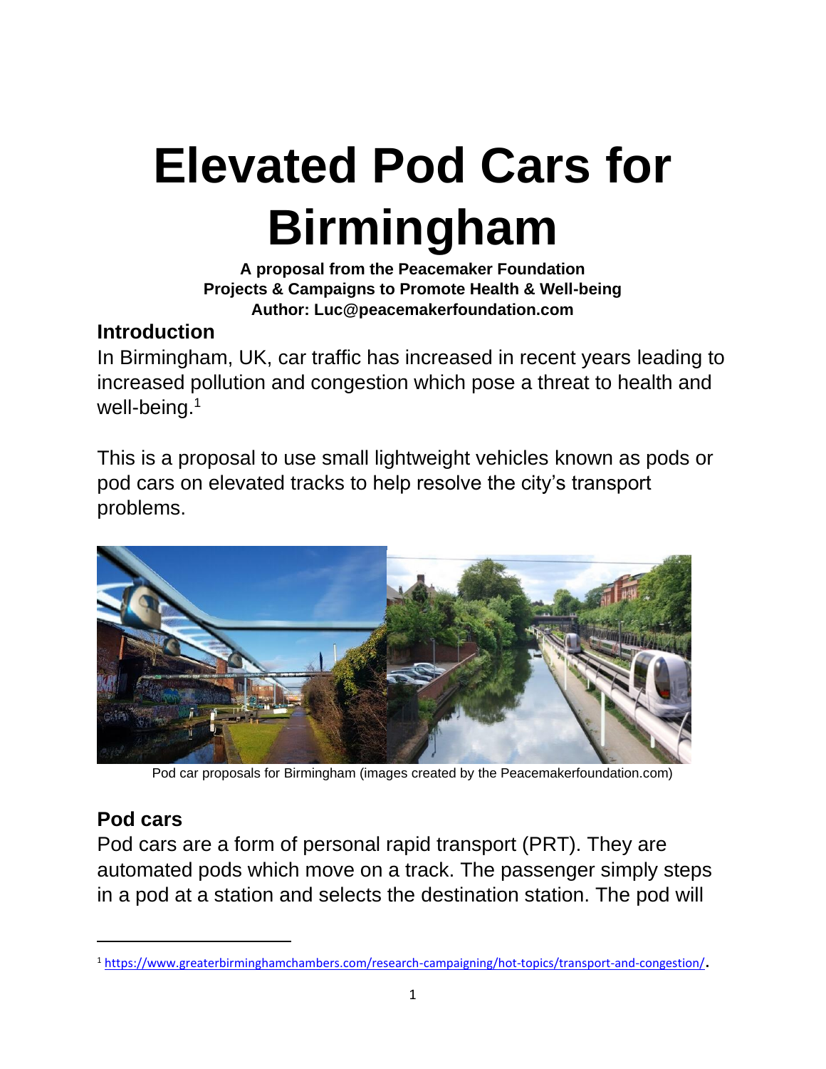# Elevated Pod Cars for Birmingham

**A proposal from the Peacemaker Foundation**
**Projects & Campaigns to Promote Health & Well-being**
**Author: Luc@peacemakerfoundation.com**

## Introduction

In Birmingham, UK, car traffic has increased in recent years leading to increased pollution and congestion which pose a threat to health and well-being.[1]

This is a proposal to use small lightweight vehicles known as pods or pod cars on elevated tracks to help resolve the city's transport problems.

Pod car proposals for Birmingham (images created by the Peacemakerfoundation.com)

## Pod cars

Pod cars are a form of personal rapid transport (PRT). They are automated pods which move on a track. The passenger simply steps in a pod at a station and selects the destination station. The pod will

[1] https://www.greaterbirminghamchambers.com/research-campaigning/hot-topics/transport-and-congestion/.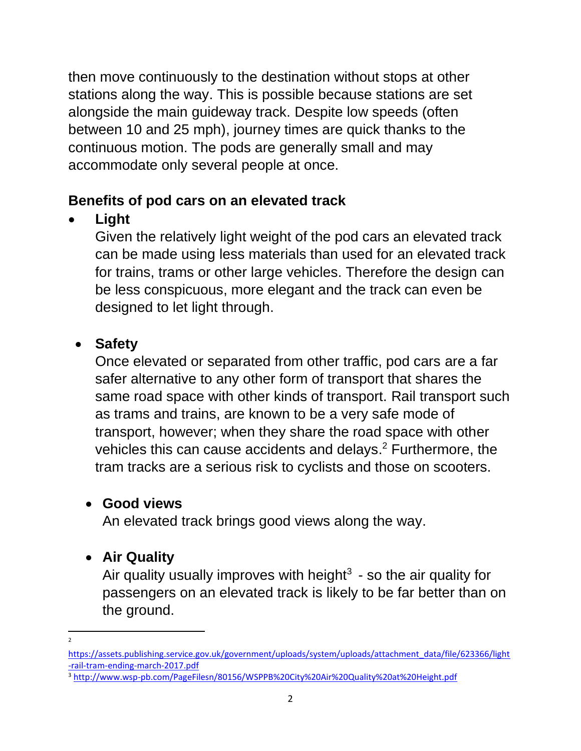then move continuously to the destination without stops at other stations along the way. This is possible because stations are set alongside the main guideway track. Despite low speeds (often between 10 and 25 mph), journey times are quick thanks to the continuous motion. The pods are generally small and may accommodate only several people at once.

## Benefits of pod cars on an elevated track

- **Light**
  Given the relatively light weight of the pod cars an elevated track can be made using less materials than used for an elevated track for trains, trams or other large vehicles. Therefore the design can be less conspicuous, more elegant and the track can even be designed to let light through.

- **Safety**
  Once elevated or separated from other traffic, pod cars are a far safer alternative to any other form of transport that shares the same road space with other kinds of transport. Rail transport such as trams and trains, are known to be a very safe mode of transport, however; when they share the road space with other vehicles this can cause accidents and delays.[2] Furthermore, the tram tracks are a serious risk to cyclists and those on scooters.

- **Good views**
  An elevated track brings good views along the way.

- **Air Quality**
  Air quality usually improves with height[3] - so the air quality for passengers on an elevated track is likely to be far better than on the ground.

---

[2] https://assets.publishing.service.gov.uk/government/uploads/system/uploads/attachment_data/file/623366/light-rail-tram-ending-march-2017.pdf

[3] http://www.wsp-pb.com/PageFilesn/80156/WSPPB%20City%20Air%20Quality%20at%20Height.pdf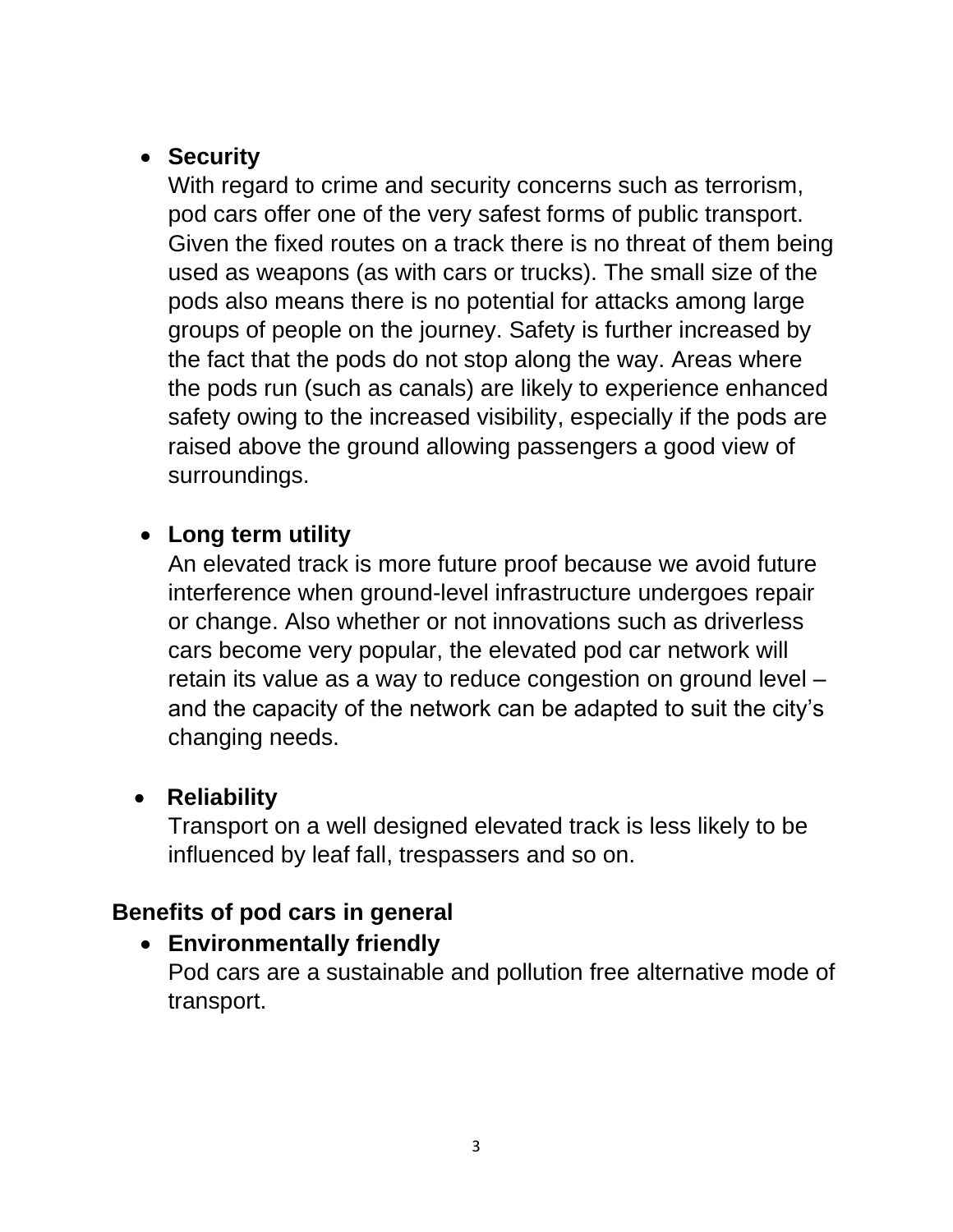- **Security**
  With regard to crime and security concerns such as terrorism, pod cars offer one of the very safest forms of public transport. Given the fixed routes on a track there is no threat of them being used as weapons (as with cars or trucks). The small size of the pods also means there is no potential for attacks among large groups of people on the journey. Safety is further increased by the fact that the pods do not stop along the way. Areas where the pods run (such as canals) are likely to experience enhanced safety owing to the increased visibility, especially if the pods are raised above the ground allowing passengers a good view of surroundings.

- **Long term utility**
  An elevated track is more future proof because we avoid future interference when ground-level infrastructure undergoes repair or change. Also whether or not innovations such as driverless cars become very popular, the elevated pod car network will retain its value as a way to reduce congestion on ground level – and the capacity of the network can be adapted to suit the city's changing needs.

- **Reliability**
  Transport on a well designed elevated track is less likely to be influenced by leaf fall, trespassers and so on.

### Benefits of pod cars in general

- **Environmentally friendly**
  Pod cars are a sustainable and pollution free alternative mode of transport.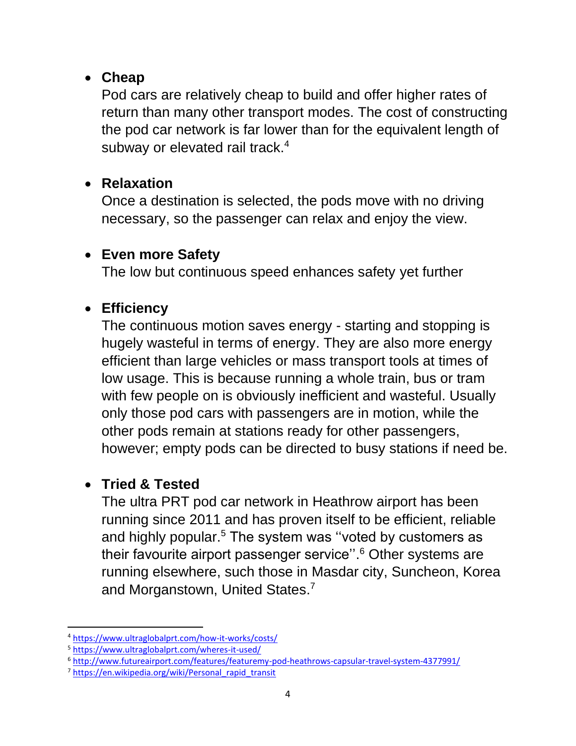- **Cheap**
  Pod cars are relatively cheap to build and offer higher rates of return than many other transport modes. The cost of constructing the pod car network is far lower than for the equivalent length of subway or elevated rail track.[4]

- **Relaxation**
  Once a destination is selected, the pods move with no driving necessary, so the passenger can relax and enjoy the view.

- **Even more Safety**
  The low but continuous speed enhances safety yet further

- **Efficiency**
  The continuous motion saves energy - starting and stopping is hugely wasteful in terms of energy. They are also more energy efficient than large vehicles or mass transport tools at times of low usage. This is because running a whole train, bus or tram with few people on is obviously inefficient and wasteful. Usually only those pod cars with passengers are in motion, while the other pods remain at stations ready for other passengers, however; empty pods can be directed to busy stations if need be.

- **Tried & Tested**
  The ultra PRT pod car network in Heathrow airport has been running since 2011 and has proven itself to be efficient, reliable and highly popular.[5] The system was ''voted by customers as their favourite airport passenger service''.[6] Other systems are running elsewhere, such those in Masdar city, Suncheon, Korea and Morganstown, United States.[7]

---

[4] https://www.ultraglobalprt.com/how-it-works/costs/

[5] https://www.ultraglobalprt.com/wheres-it-used/

[6] http://www.futureairport.com/features/featuremy-pod-heathrows-capsular-travel-system-4377991/

[7] https://en.wikipedia.org/wiki/Personal_rapid_transit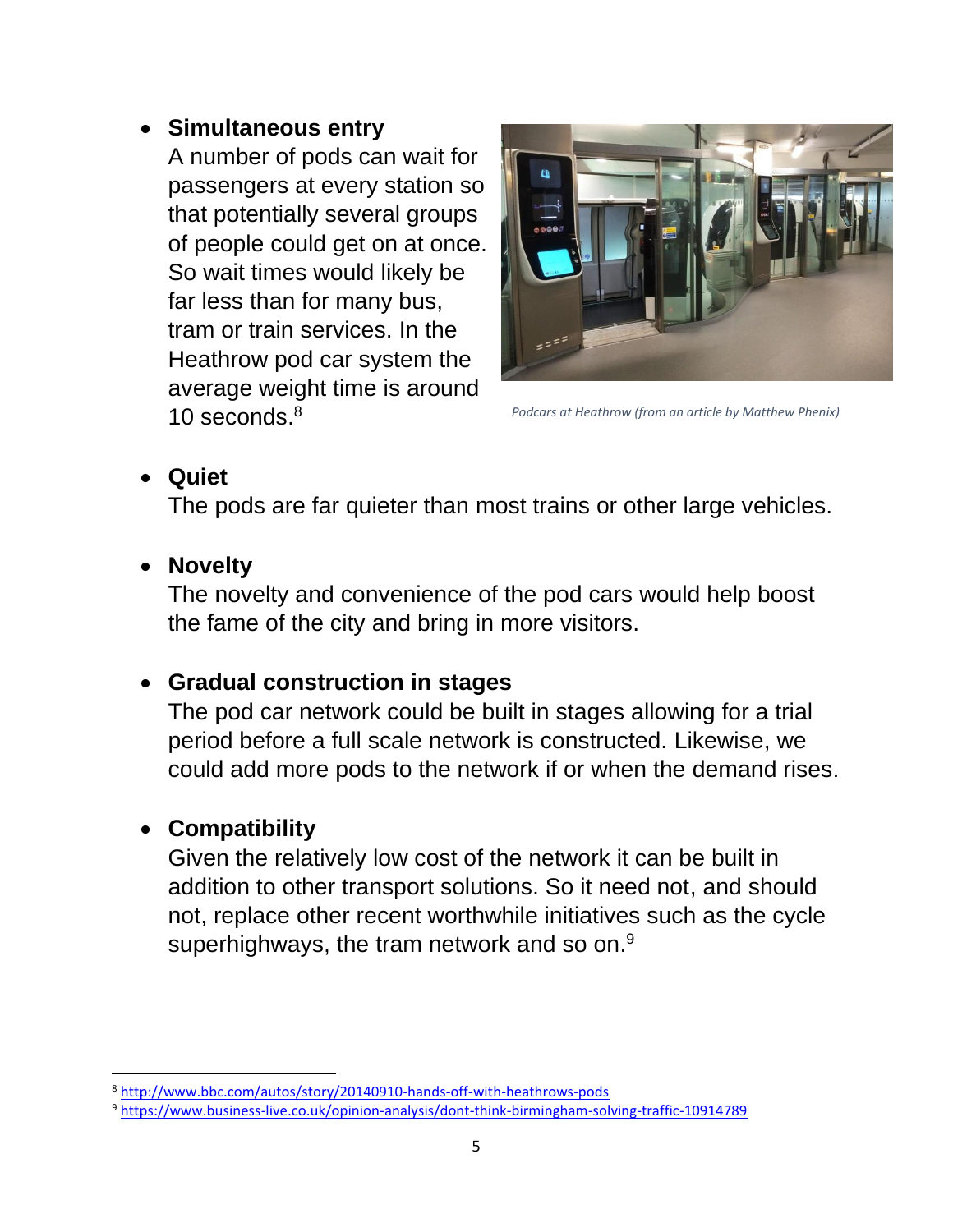- **Simultaneous entry**
  A number of pods can wait for passengers at every station so that potentially several groups of people could get on at once. So wait times would likely be far less than for many bus, tram or train services. In the Heathrow pod car system the average weight time is around 10 seconds.[8]

*Podcars at Heathrow (from an article by Matthew Phenix)*

- **Quiet**
  The pods are far quieter than most trains or other large vehicles.

- **Novelty**
  The novelty and convenience of the pod cars would help boost the fame of the city and bring in more visitors.

- **Gradual construction in stages**
  The pod car network could be built in stages allowing for a trial period before a full scale network is constructed. Likewise, we could add more pods to the network if or when the demand rises.

- **Compatibility**
  Given the relatively low cost of the network it can be built in addition to other transport solutions. So it need not, and should not, replace other recent worthwhile initiatives such as the cycle superhighways, the tram network and so on.[9]

---

[8] http://www.bbc.com/autos/story/20140910-hands-off-with-heathrows-pods

[9] https://www.business-live.co.uk/opinion-analysis/dont-think-birmingham-solving-traffic-10914789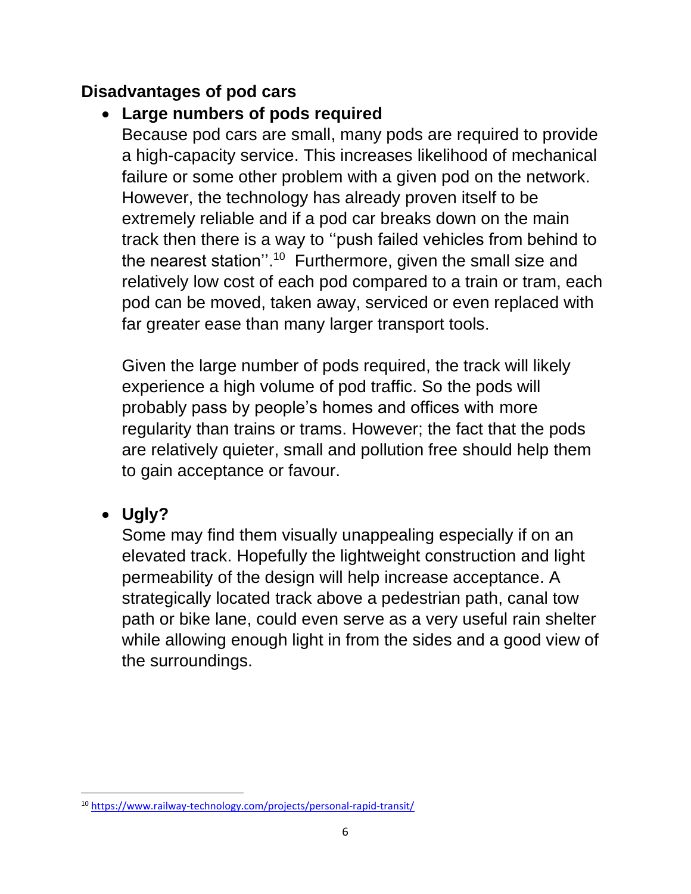**Disadvantages of pod cars**

- **Large numbers of pods required**
  Because pod cars are small, many pods are required to provide a high-capacity service. This increases likelihood of mechanical failure or some other problem with a given pod on the network. However, the technology has already proven itself to be extremely reliable and if a pod car breaks down on the main track then there is a way to ‘‘push failed vehicles from behind to the nearest station’’.[10] Furthermore, given the small size and relatively low cost of each pod compared to a train or tram, each pod can be moved, taken away, serviced or even replaced with far greater ease than many larger transport tools.

  Given the large number of pods required, the track will likely experience a high volume of pod traffic. So the pods will probably pass by people’s homes and offices with more regularity than trains or trams. However; the fact that the pods are relatively quieter, small and pollution free should help them to gain acceptance or favour.

- **Ugly?**
  Some may find them visually unappealing especially if on an elevated track. Hopefully the lightweight construction and light permeability of the design will help increase acceptance. A strategically located track above a pedestrian path, canal tow path or bike lane, could even serve as a very useful rain shelter while allowing enough light in from the sides and a good view of the surroundings.

---

[10] https://www.railway-technology.com/projects/personal-rapid-transit/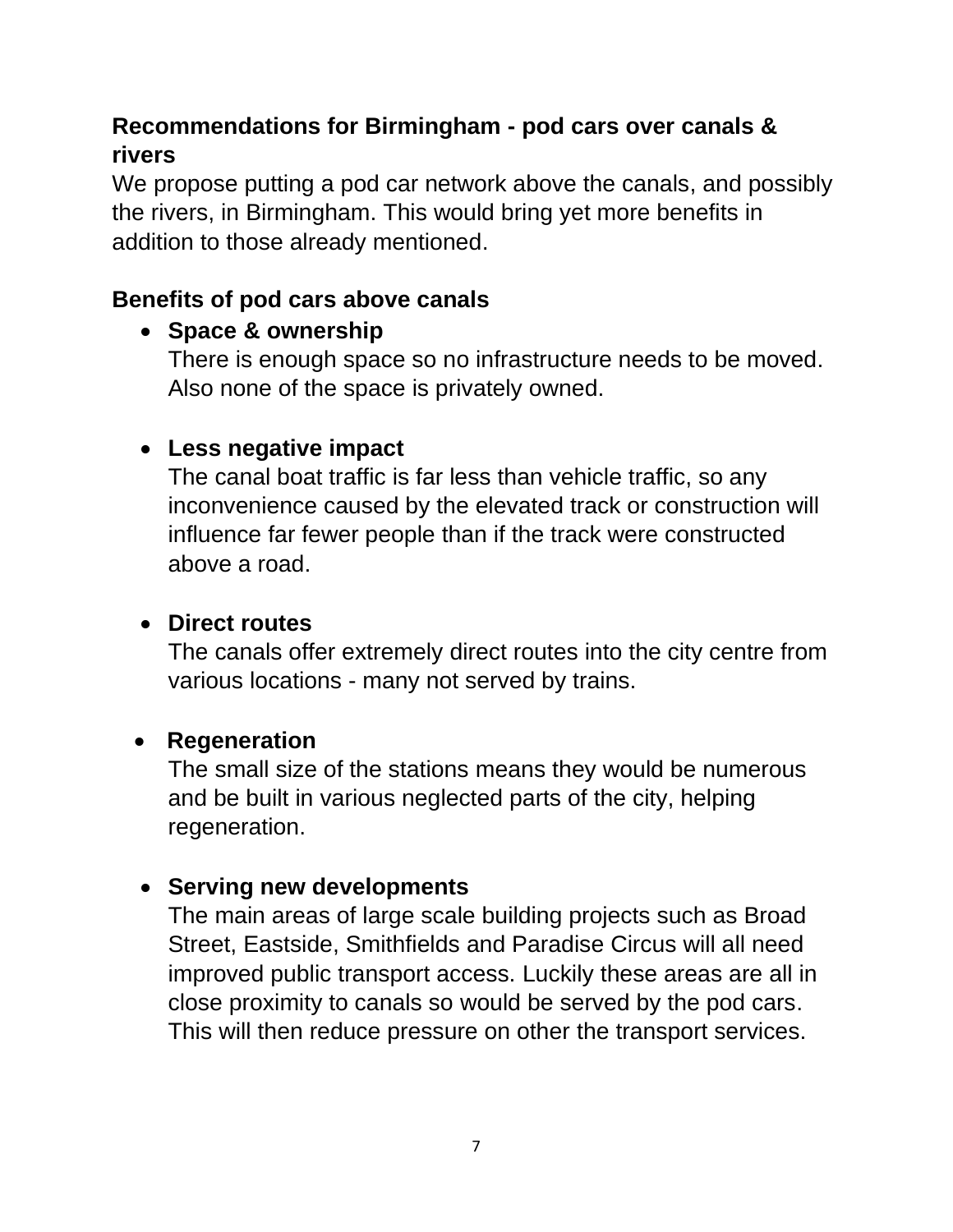## Recommendations for Birmingham - pod cars over canals & rivers

We propose putting a pod car network above the canals, and possibly the rivers, in Birmingham. This would bring yet more benefits in addition to those already mentioned.

### Benefits of pod cars above canals

- **Space & ownership**
  There is enough space so no infrastructure needs to be moved. Also none of the space is privately owned.

- **Less negative impact**
  The canal boat traffic is far less than vehicle traffic, so any inconvenience caused by the elevated track or construction will influence far fewer people than if the track were constructed above a road.

- **Direct routes**
  The canals offer extremely direct routes into the city centre from various locations - many not served by trains.

- **Regeneration**
  The small size of the stations means they would be numerous and be built in various neglected parts of the city, helping regeneration.

- **Serving new developments**
  The main areas of large scale building projects such as Broad Street, Eastside, Smithfields and Paradise Circus will all need improved public transport access. Luckily these areas are all in close proximity to canals so would be served by the pod cars. This will then reduce pressure on other the transport services.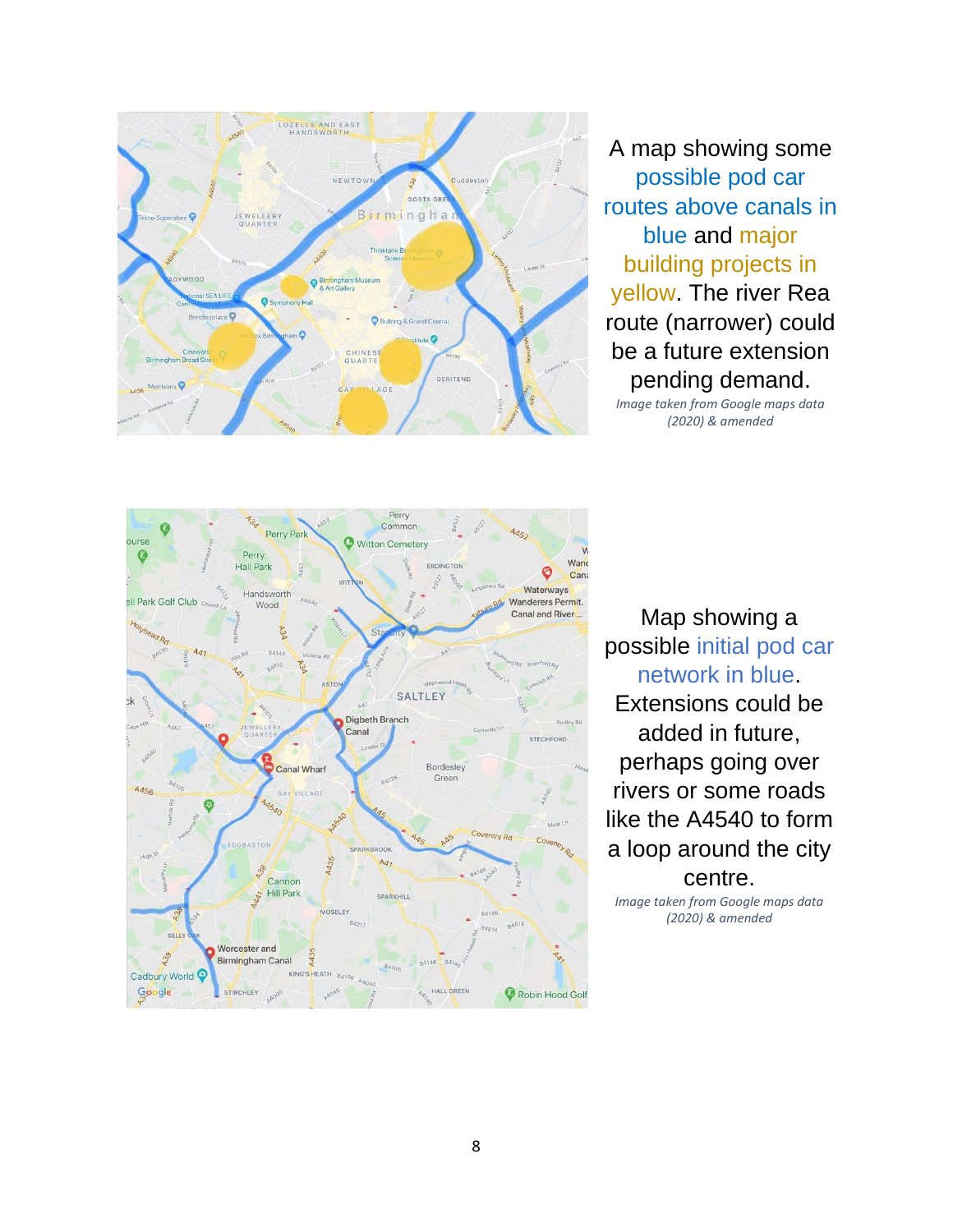A map showing some possible pod car routes above canals in blue and major building projects in yellow. The river Rea route (narrower) could be a future extension pending demand.

*Image taken from Google maps data (2020) & amended*

Map showing a possible initial pod car network in blue. Extensions could be added in future, perhaps going over rivers or some roads like the A4540 to form a loop around the city centre.

*Image taken from Google maps data (2020) & amended*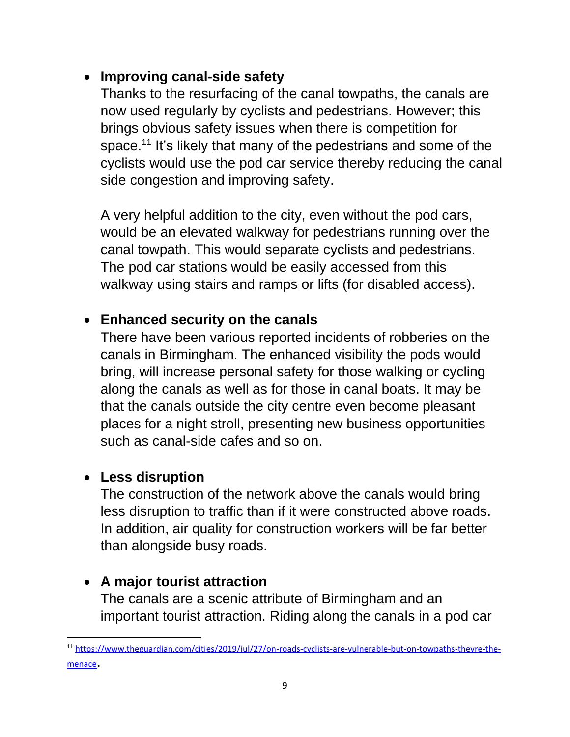- **Improving canal-side safety**

  Thanks to the resurfacing of the canal towpaths, the canals are now used regularly by cyclists and pedestrians. However; this brings obvious safety issues when there is competition for space.[11] It's likely that many of the pedestrians and some of the cyclists would use the pod car service thereby reducing the canal side congestion and improving safety.

  A very helpful addition to the city, even without the pod cars, would be an elevated walkway for pedestrians running over the canal towpath. This would separate cyclists and pedestrians. The pod car stations would be easily accessed from this walkway using stairs and ramps or lifts (for disabled access).

- **Enhanced security on the canals**

  There have been various reported incidents of robberies on the canals in Birmingham. The enhanced visibility the pods would bring, will increase personal safety for those walking or cycling along the canals as well as for those in canal boats. It may be that the canals outside the city centre even become pleasant places for a night stroll, presenting new business opportunities such as canal-side cafes and so on.

- **Less disruption**

  The construction of the network above the canals would bring less disruption to traffic than if it were constructed above roads. In addition, air quality for construction workers will be far better than alongside busy roads.

- **A major tourist attraction**

  The canals are a scenic attribute of Birmingham and an important tourist attraction. Riding along the canals in a pod car

[11] https://www.theguardian.com/cities/2019/jul/27/on-roads-cyclists-are-vulnerable-but-on-towpaths-theyre-the-menace.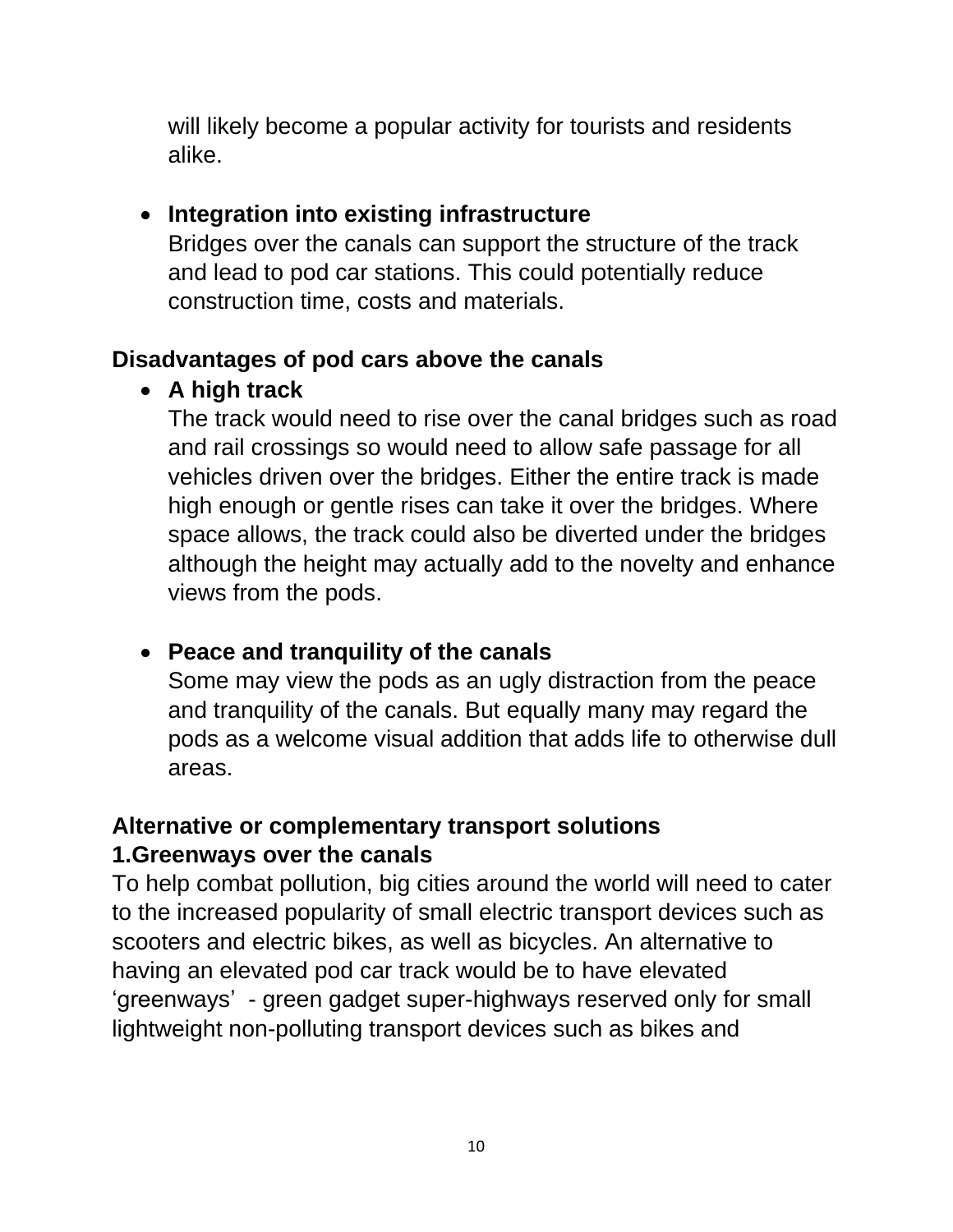will likely become a popular activity for tourists and residents alike.

- **Integration into existing infrastructure**
  Bridges over the canals can support the structure of the track and lead to pod car stations. This could potentially reduce construction time, costs and materials.

**Disadvantages of pod cars above the canals**

- **A high track**
  The track would need to rise over the canal bridges such as road and rail crossings so would need to allow safe passage for all vehicles driven over the bridges. Either the entire track is made high enough or gentle rises can take it over the bridges. Where space allows, the track could also be diverted under the bridges although the height may actually add to the novelty and enhance views from the pods.

- **Peace and tranquility of the canals**
  Some may view the pods as an ugly distraction from the peace and tranquility of the canals. But equally many may regard the pods as a welcome visual addition that adds life to otherwise dull areas.

**Alternative or complementary transport solutions**

**1.Greenways over the canals**

To help combat pollution, big cities around the world will need to cater to the increased popularity of small electric transport devices such as scooters and electric bikes, as well as bicycles. An alternative to having an elevated pod car track would be to have elevated 'greenways' - green gadget super-highways reserved only for small lightweight non-polluting transport devices such as bikes and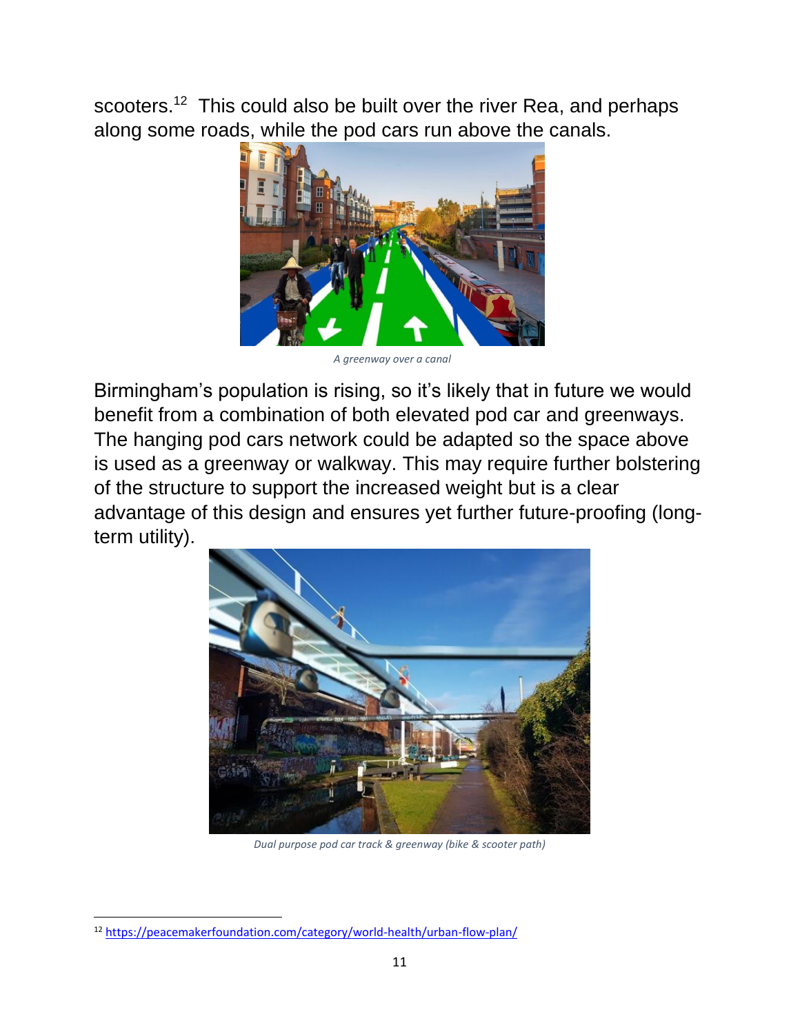scooters.[12] This could also be built over the river Rea, and perhaps along some roads, while the pod cars run above the canals.

*A greenway over a canal*

Birmingham's population is rising, so it's likely that in future we would benefit from a combination of both elevated pod car and greenways. The hanging pod cars network could be adapted so the space above is used as a greenway or walkway. This may require further bolstering of the structure to support the increased weight but is a clear advantage of this design and ensures yet further future-proofing (long-term utility).

*Dual purpose pod car track & greenway (bike & scooter path)*

---

[12] https://peacemakerfoundation.com/category/world-health/urban-flow-plan/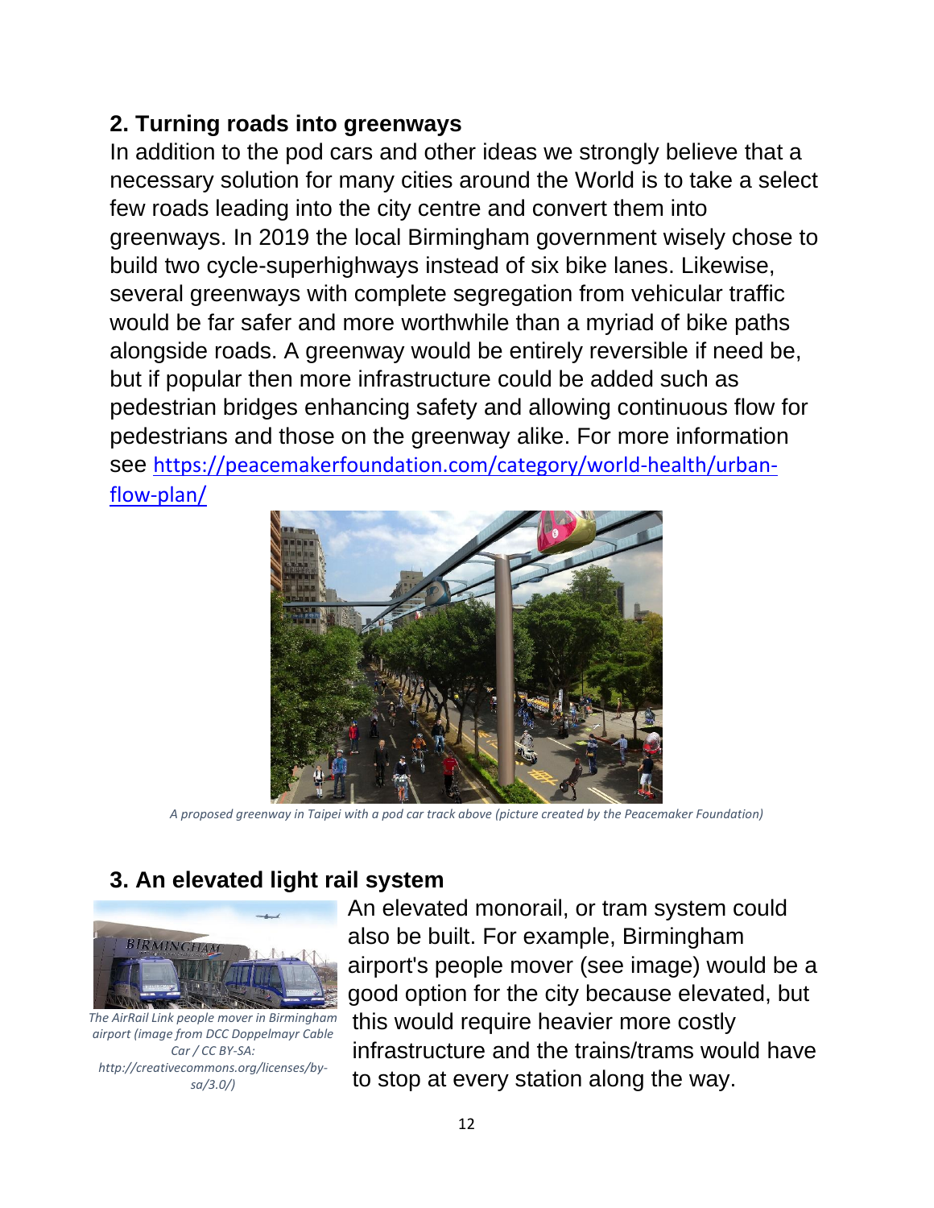## 2. Turning roads into greenways

In addition to the pod cars and other ideas we strongly believe that a necessary solution for many cities around the World is to take a select few roads leading into the city centre and convert them into greenways. In 2019 the local Birmingham government wisely chose to build two cycle-superhighways instead of six bike lanes. Likewise, several greenways with complete segregation from vehicular traffic would be far safer and more worthwhile than a myriad of bike paths alongside roads. A greenway would be entirely reversible if need be, but if popular then more infrastructure could be added such as pedestrian bridges enhancing safety and allowing continuous flow for pedestrians and those on the greenway alike. For more information see [https://peacemakerfoundation.com/category/world-health/urban-flow-plan/](https://peacemakerfoundation.com/category/world-health/urban-flow-plan/)

*A proposed greenway in Taipei with a pod car track above (picture created by the Peacemaker Foundation)*

## 3. An elevated light rail system

*The AirRail Link people mover in Birmingham airport (image from DCC Doppelmayr Cable Car / CC BY-SA: http://creativecommons.org/licenses/by-sa/3.0/)*

An elevated monorail, or tram system could also be built. For example, Birmingham airport's people mover (see image) would be a good option for the city because elevated, but this would require heavier more costly infrastructure and the trains/trams would have to stop at every station along the way.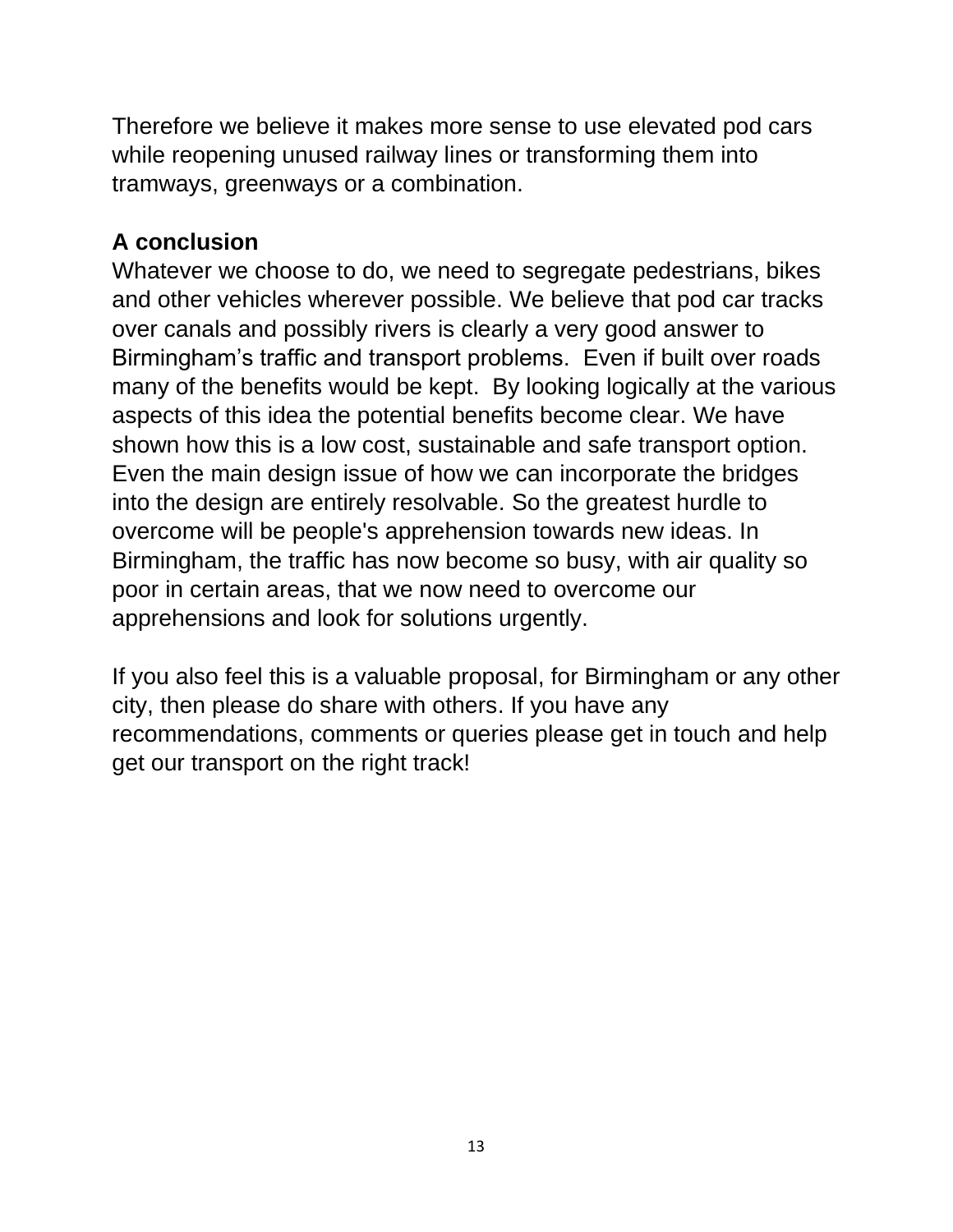Therefore we believe it makes more sense to use elevated pod cars while reopening unused railway lines or transforming them into tramways, greenways or a combination.

## A conclusion

Whatever we choose to do, we need to segregate pedestrians, bikes and other vehicles wherever possible. We believe that pod car tracks over canals and possibly rivers is clearly a very good answer to Birmingham's traffic and transport problems. Even if built over roads many of the benefits would be kept. By looking logically at the various aspects of this idea the potential benefits become clear. We have shown how this is a low cost, sustainable and safe transport option. Even the main design issue of how we can incorporate the bridges into the design are entirely resolvable. So the greatest hurdle to overcome will be people's apprehension towards new ideas. In Birmingham, the traffic has now become so busy, with air quality so poor in certain areas, that we now need to overcome our apprehensions and look for solutions urgently.

If you also feel this is a valuable proposal, for Birmingham or any other city, then please do share with others. If you have any recommendations, comments or queries please get in touch and help get our transport on the right track!